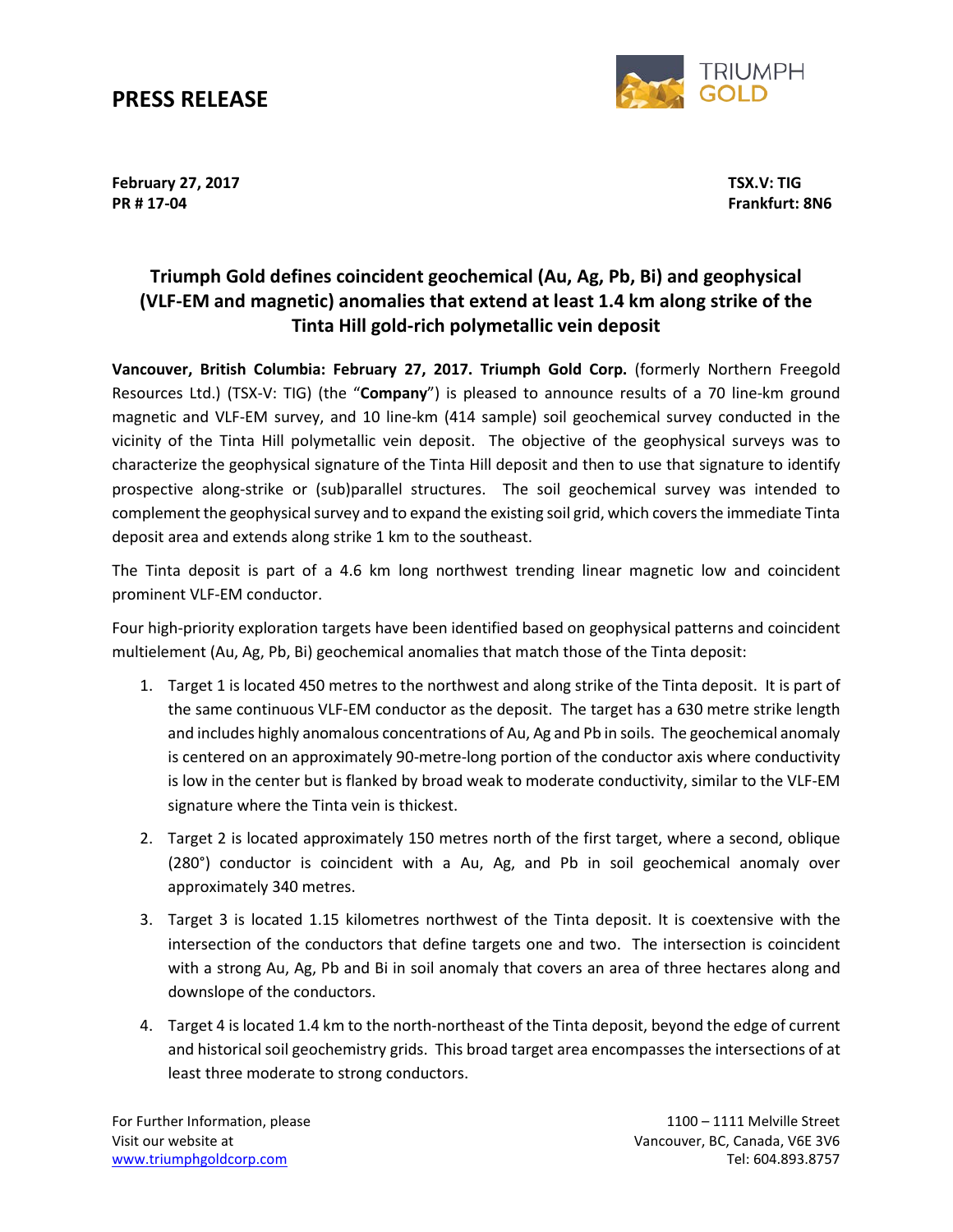# PRESS RELEASE

**February 27, 2017**
**PR # 17-04**

**TSX.V: TIG**
**Frankfurt: 8N6**

## Triumph Gold defines coincident geochemical (Au, Ag, Pb, Bi) and geophysical (VLF-EM and magnetic) anomalies that extend at least 1.4 km along strike of the Tinta Hill gold-rich polymetallic vein deposit

**Vancouver, British Columbia: February 27, 2017. Triumph Gold Corp.** (formerly Northern Freegold Resources Ltd.) (TSX-V: TIG) (the "**Company**") is pleased to announce results of a 70 line-km ground magnetic and VLF-EM survey, and 10 line-km (414 sample) soil geochemical survey conducted in the vicinity of the Tinta Hill polymetallic vein deposit. The objective of the geophysical surveys was to characterize the geophysical signature of the Tinta Hill deposit and then to use that signature to identify prospective along-strike or (sub)parallel structures. The soil geochemical survey was intended to complement the geophysical survey and to expand the existing soil grid, which covers the immediate Tinta deposit area and extends along strike 1 km to the southeast.

The Tinta deposit is part of a 4.6 km long northwest trending linear magnetic low and coincident prominent VLF-EM conductor.

Four high-priority exploration targets have been identified based on geophysical patterns and coincident multielement (Au, Ag, Pb, Bi) geochemical anomalies that match those of the Tinta deposit:

1. Target 1 is located 450 metres to the northwest and along strike of the Tinta deposit. It is part of the same continuous VLF-EM conductor as the deposit. The target has a 630 metre strike length and includes highly anomalous concentrations of Au, Ag and Pb in soils. The geochemical anomaly is centered on an approximately 90-metre-long portion of the conductor axis where conductivity is low in the center but is flanked by broad weak to moderate conductivity, similar to the VLF-EM signature where the Tinta vein is thickest.
2. Target 2 is located approximately 150 metres north of the first target, where a second, oblique (280°) conductor is coincident with a Au, Ag, and Pb in soil geochemical anomaly over approximately 340 metres.
3. Target 3 is located 1.15 kilometres northwest of the Tinta deposit. It is coextensive with the intersection of the conductors that define targets one and two. The intersection is coincident with a strong Au, Ag, Pb and Bi in soil anomaly that covers an area of three hectares along and downslope of the conductors.
4. Target 4 is located 1.4 km to the north-northeast of the Tinta deposit, beyond the edge of current and historical soil geochemistry grids. This broad target area encompasses the intersections of at least three moderate to strong conductors.

For Further Information, please
Visit our website at
www.triumphgoldcorp.com

1100 – 1111 Melville Street
Vancouver, BC, Canada, V6E 3V6
Tel: 604.893.8757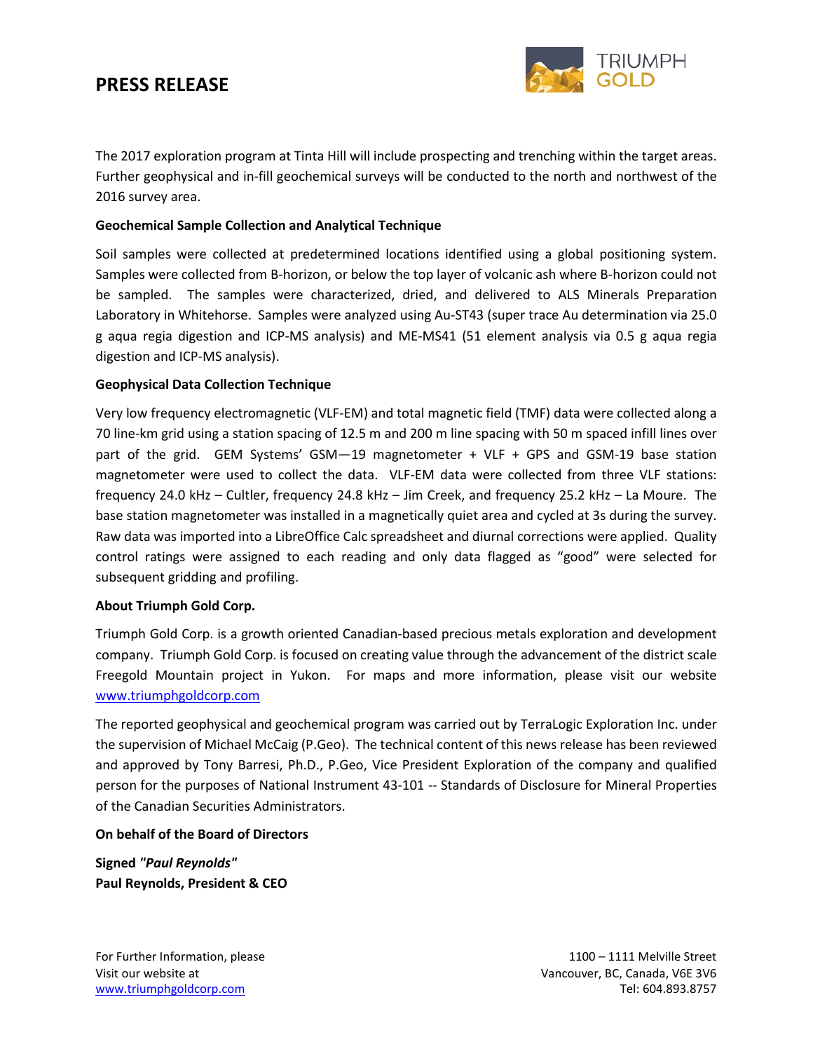The 2017 exploration program at Tinta Hill will include prospecting and trenching within the target areas. Further geophysical and in-fill geochemical surveys will be conducted to the north and northwest of the 2016 survey area.

**Geochemical Sample Collection and Analytical Technique**

Soil samples were collected at predetermined locations identified using a global positioning system. Samples were collected from B-horizon, or below the top layer of volcanic ash where B-horizon could not be sampled. The samples were characterized, dried, and delivered to ALS Minerals Preparation Laboratory in Whitehorse. Samples were analyzed using Au-ST43 (super trace Au determination via 25.0 g aqua regia digestion and ICP-MS analysis) and ME-MS41 (51 element analysis via 0.5 g aqua regia digestion and ICP-MS analysis).

**Geophysical Data Collection Technique**

Very low frequency electromagnetic (VLF-EM) and total magnetic field (TMF) data were collected along a 70 line-km grid using a station spacing of 12.5 m and 200 m line spacing with 50 m spaced infill lines over part of the grid. GEM Systems' GSM—19 magnetometer + VLF + GPS and GSM-19 base station magnetometer were used to collect the data. VLF-EM data were collected from three VLF stations: frequency 24.0 kHz – Cultler, frequency 24.8 kHz – Jim Creek, and frequency 25.2 kHz – La Moure. The base station magnetometer was installed in a magnetically quiet area and cycled at 3s during the survey. Raw data was imported into a LibreOffice Calc spreadsheet and diurnal corrections were applied. Quality control ratings were assigned to each reading and only data flagged as "good" were selected for subsequent gridding and profiling.

**About Triumph Gold Corp.**

Triumph Gold Corp. is a growth oriented Canadian-based precious metals exploration and development company. Triumph Gold Corp. is focused on creating value through the advancement of the district scale Freegold Mountain project in Yukon. For maps and more information, please visit our website www.triumphgoldcorp.com

The reported geophysical and geochemical program was carried out by TerraLogic Exploration Inc. under the supervision of Michael McCaig (P.Geo). The technical content of this news release has been reviewed and approved by Tony Barresi, Ph.D., P.Geo, Vice President Exploration of the company and qualified person for the purposes of National Instrument 43-101 -- Standards of Disclosure for Mineral Properties of the Canadian Securities Administrators.

**On behalf of the Board of Directors**

**Signed *"Paul Reynolds"***
**Paul Reynolds, President & CEO**

For Further Information, please
Visit our website at
www.triumphgoldcorp.com

1100 – 1111 Melville Street
Vancouver, BC, Canada, V6E 3V6
Tel: 604.893.8757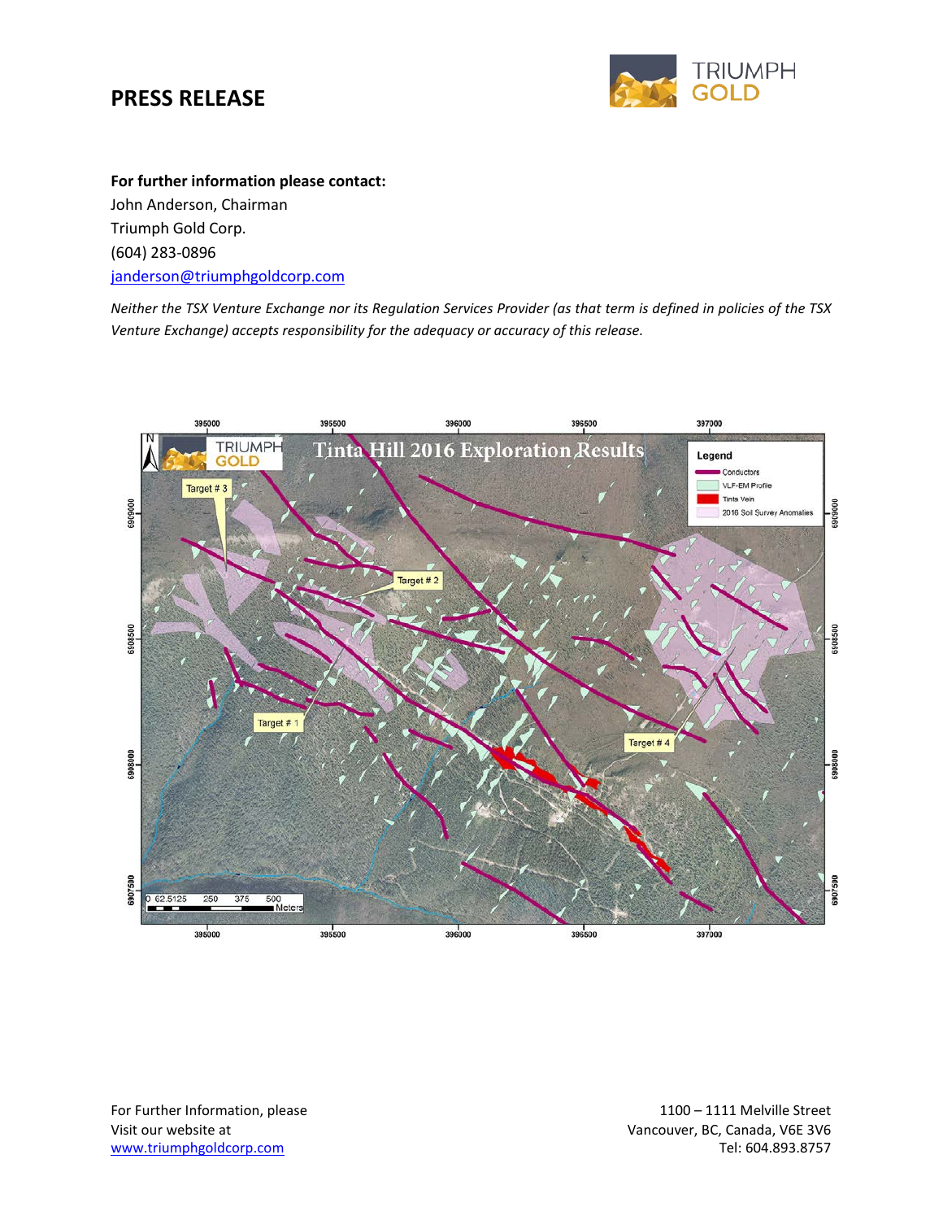# PRESS RELEASE

**For further information please contact:**
John Anderson, Chairman
Triumph Gold Corp.
(604) 283-0896
janderson@triumphgoldcorp.com

*Neither the TSX Venture Exchange nor its Regulation Services Provider (as that term is defined in policies of the TSX Venture Exchange) accepts responsibility for the adequacy or accuracy of this release.*

Tinta Hill 2016 Exploration Results

Legend
Conductors
VLF-EM Profile
Tinta Vein
2016 Soil Survey Anomalies

Target # 1
Target # 2
Target # 3
Target # 4

395000
395500
396000
396500
397000

6909000
6908500
6908000
6907500

0 62.5125 250 375 500
Meters

For Further Information, please
Visit our website at
www.triumphgoldcorp.com

1100 – 1111 Melville Street
Vancouver, BC, Canada, V6E 3V6
Tel: 604.893.8757